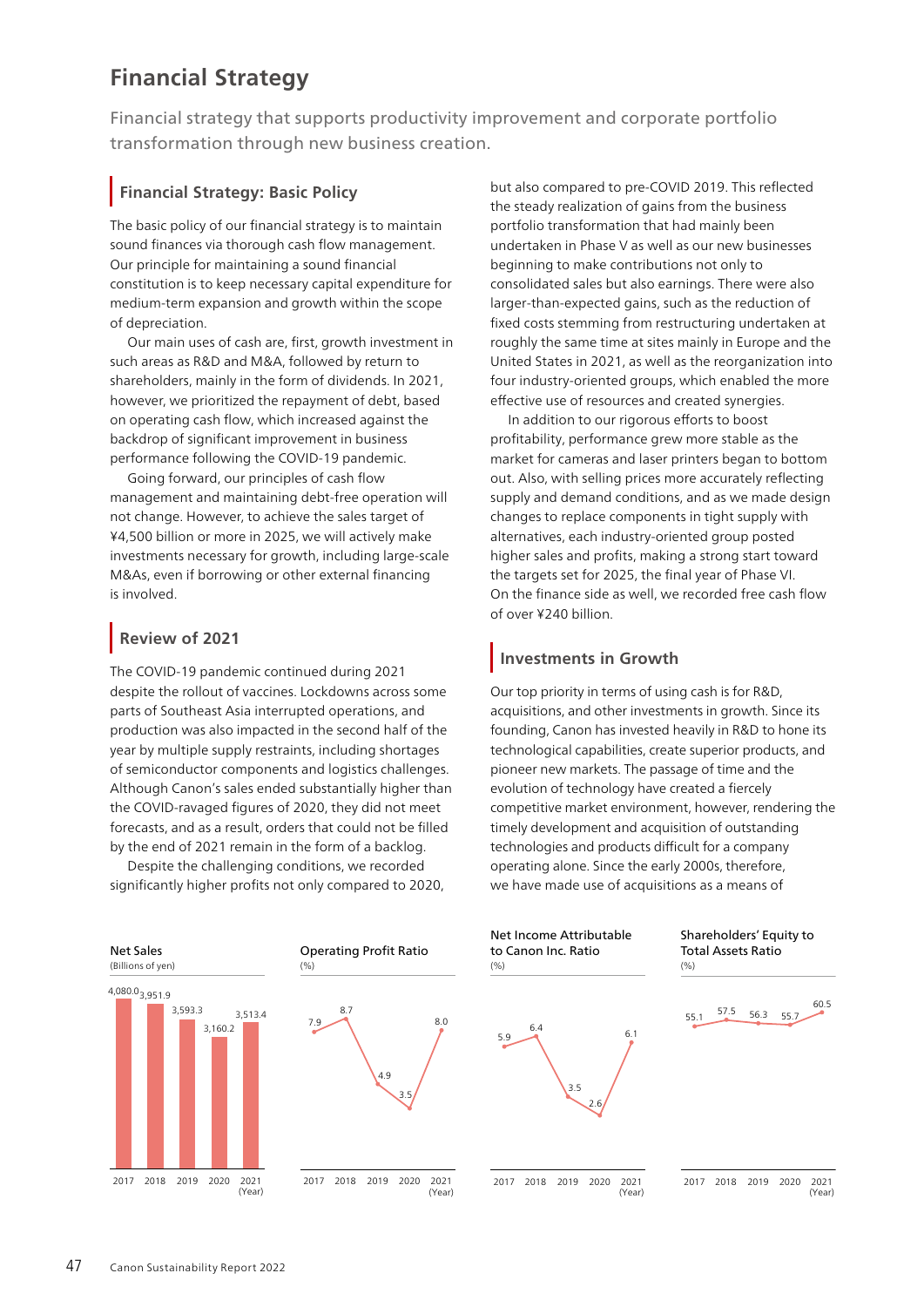# Financial Strategy

Financial strategy that supports productivity improvement and corporate portfolio transformation through new business creation.

## Financial Strategy: Basic Policy

The basic policy of our financial strategy is to maintain sound finances via thorough cash flow management. Our principle for maintaining a sound financial constitution is to keep necessary capital expenditure for medium-term expansion and growth within the scope of depreciation.

Our main uses of cash are, first, growth investment in such areas as R&D and M&A, followed by return to shareholders, mainly in the form of dividends. In 2021, however, we prioritized the repayment of debt, based on operating cash flow, which increased against the backdrop of significant improvement in business performance following the COVID-19 pandemic.

Going forward, our principles of cash flow management and maintaining debt-free operation will not change. However, to achieve the sales target of ¥4,500 billion or more in 2025, we will actively make investments necessary for growth, including large-scale M&As, even if borrowing or other external financing is involved.

## Review of 2021

The COVID-19 pandemic continued during 2021 despite the rollout of vaccines. Lockdowns across some parts of Southeast Asia interrupted operations, and production was also impacted in the second half of the year by multiple supply restraints, including shortages of semiconductor components and logistics challenges. Although Canon's sales ended substantially higher than the COVID-ravaged figures of 2020, they did not meet forecasts, and as a result, orders that could not be filled by the end of 2021 remain in the form of a backlog.

Despite the challenging conditions, we recorded significantly higher profits not only compared to 2020, but also compared to pre-COVID 2019. This reflected the steady realization of gains from the business portfolio transformation that had mainly been undertaken in Phase V as well as our new businesses beginning to make contributions not only to consolidated sales but also earnings. There were also larger-than-expected gains, such as the reduction of fixed costs stemming from restructuring undertaken at roughly the same time at sites mainly in Europe and the United States in 2021, as well as the reorganization into four industry-oriented groups, which enabled the more effective use of resources and created synergies.

In addition to our rigorous efforts to boost profitability, performance grew more stable as the market for cameras and laser printers began to bottom out. Also, with selling prices more accurately reflecting supply and demand conditions, and as we made design changes to replace components in tight supply with alternatives, each industry-oriented group posted higher sales and profits, making a strong start toward the targets set for 2025, the final year of Phase VI. On the finance side as well, we recorded free cash flow of over ¥240 billion.

## Investments in Growth

Our top priority in terms of using cash is for R&D, acquisitions, and other investments in growth. Since its founding, Canon has invested heavily in R&D to hone its technological capabilities, create superior products, and pioneer new markets. The passage of time and the evolution of technology have created a fiercely competitive market environment, however, rendering the timely development and acquisition of outstanding technologies and products difficult for a company operating alone. Since the early 2000s, therefore, we have made use of acquisitions as a means of

| Year | Net Sales (Billions of yen) | Operating Profit Ratio (%) | Net Income Attributable to Canon Inc. Ratio (%) | Shareholders' Equity to Total Assets Ratio (%) |
|---|---|---|---|---|
| 2017 | 4,080.0 | 7.9 | 5.9 | 55.1 |
| 2018 | 3,951.9 | 8.7 | 6.4 | 57.5 |
| 2019 | 3,593.3 | 4.9 | 3.5 | 56.3 |
| 2020 | 3,160.2 | 3.5 | 2.6 | 55.7 |
| 2021 | 3,513.4 | 8.0 | 6.1 | 60.5 |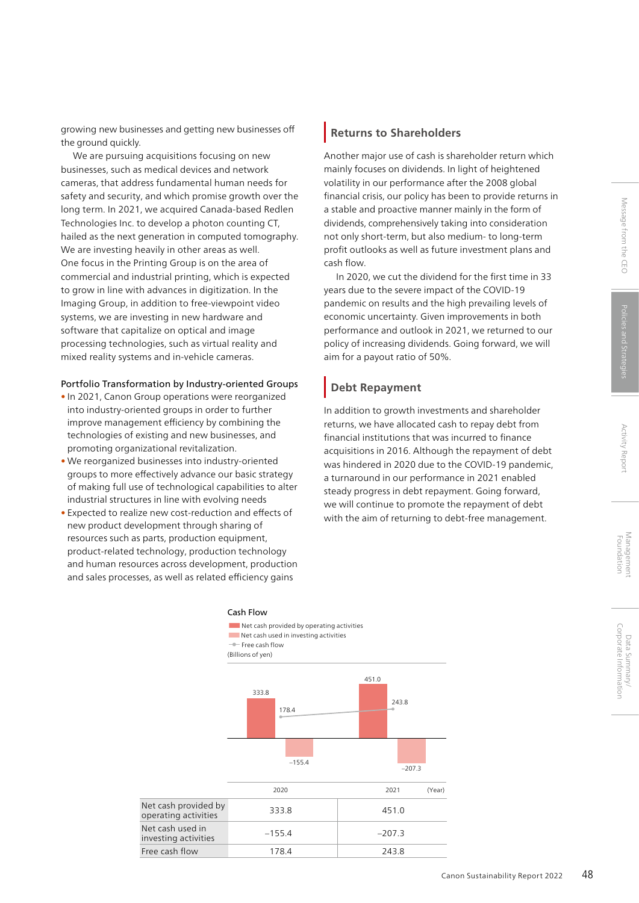growing new businesses and getting new businesses off the ground quickly.

We are pursuing acquisitions focusing on new businesses, such as medical devices and network cameras, that address fundamental human needs for safety and security, and which promise growth over the long term. In 2021, we acquired Canada-based Redlen Technologies Inc. to develop a photon counting CT, hailed as the next generation in computed tomography. We are investing heavily in other areas as well. One focus in the Printing Group is on the area of commercial and industrial printing, which is expected to grow in line with advances in digitization. In the Imaging Group, in addition to free-viewpoint video systems, we are investing in new hardware and software that capitalize on optical and image processing technologies, such as virtual reality and mixed reality systems and in-vehicle cameras.

#### Portfolio Transformation by Industry-oriented Groups

- In 2021, Canon Group operations were reorganized into industry-oriented groups in order to further improve management efficiency by combining the technologies of existing and new businesses, and promoting organizational revitalization.
- We reorganized businesses into industry-oriented groups to more effectively advance our basic strategy of making full use of technological capabilities to alter industrial structures in line with evolving needs
- Expected to realize new cost-reduction and effects of new product development through sharing of resources such as parts, production equipment, product-related technology, production technology and human resources across development, production and sales processes, as well as related efficiency gains

## Returns to Shareholders

Another major use of cash is shareholder return which mainly focuses on dividends. In light of heightened volatility in our performance after the 2008 global financial crisis, our policy has been to provide returns in a stable and proactive manner mainly in the form of dividends, comprehensively taking into consideration not only short-term, but also medium- to long-term profit outlooks as well as future investment plans and cash flow.

In 2020, we cut the dividend for the first time in 33 years due to the severe impact of the COVID-19 pandemic on results and the high prevailing levels of economic uncertainty. Given improvements in both performance and outlook in 2021, we returned to our policy of increasing dividends. Going forward, we will aim for a payout ratio of 50%.

## Debt Repayment

In addition to growth investments and shareholder returns, we have allocated cash to repay debt from financial institutions that was incurred to finance acquisitions in 2016. Although the repayment of debt was hindered in 2020 due to the COVID-19 pandemic, a turnaround in our performance in 2021 enabled steady progress in debt repayment. Going forward, we will continue to promote the repayment of debt with the aim of returning to debt-free management.

Cash Flow

Net cash provided by operating activities
Net cash used in investing activities
Free cash flow
(Billions of yen)

333.8
178.4
–155.4
451.0
243.8
–207.3

| (Year) | 2020 | 2021 |
|---|---|---|
| Net cash provided by operating activities | 333.8 | 451.0 |
| Net cash used in investing activities | –155.4 | –207.3 |
| Free cash flow | 178.4 | 243.8 |